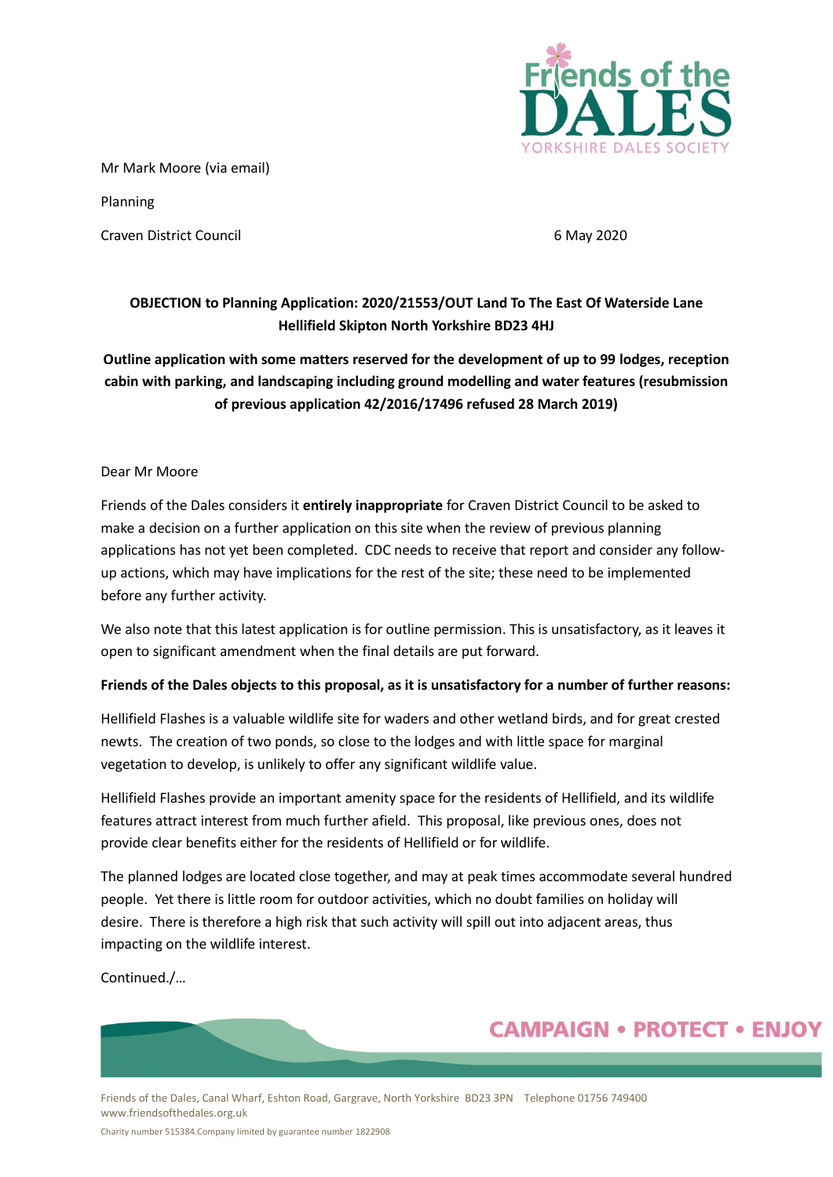Mr Mark Moore (via email)

Planning

Craven District Council

6 May 2020

**OBJECTION to Planning Application: 2020/21553/OUT Land To The East Of Waterside Lane Hellifield Skipton North Yorkshire BD23 4HJ**

**Outline application with some matters reserved for the development of up to 99 lodges, reception cabin with parking, and landscaping including ground modelling and water features (resubmission of previous application 42/2016/17496 refused 28 March 2019)**

Dear Mr Moore

Friends of the Dales considers it **entirely inappropriate** for Craven District Council to be asked to make a decision on a further application on this site when the review of previous planning applications has not yet been completed. CDC needs to receive that report and consider any follow-up actions, which may have implications for the rest of the site; these need to be implemented before any further activity.

We also note that this latest application is for outline permission. This is unsatisfactory, as it leaves it open to significant amendment when the final details are put forward.

**Friends of the Dales objects to this proposal, as it is unsatisfactory for a number of further reasons:**

Hellifield Flashes is a valuable wildlife site for waders and other wetland birds, and for great crested newts. The creation of two ponds, so close to the lodges and with little space for marginal vegetation to develop, is unlikely to offer any significant wildlife value.

Hellifield Flashes provide an important amenity space for the residents of Hellifield, and its wildlife features attract interest from much further afield. This proposal, like previous ones, does not provide clear benefits either for the residents of Hellifield or for wildlife.

The planned lodges are located close together, and may at peak times accommodate several hundred people. Yet there is little room for outdoor activities, which no doubt families on holiday will desire. There is therefore a high risk that such activity will spill out into adjacent areas, thus impacting on the wildlife interest.

Continued./…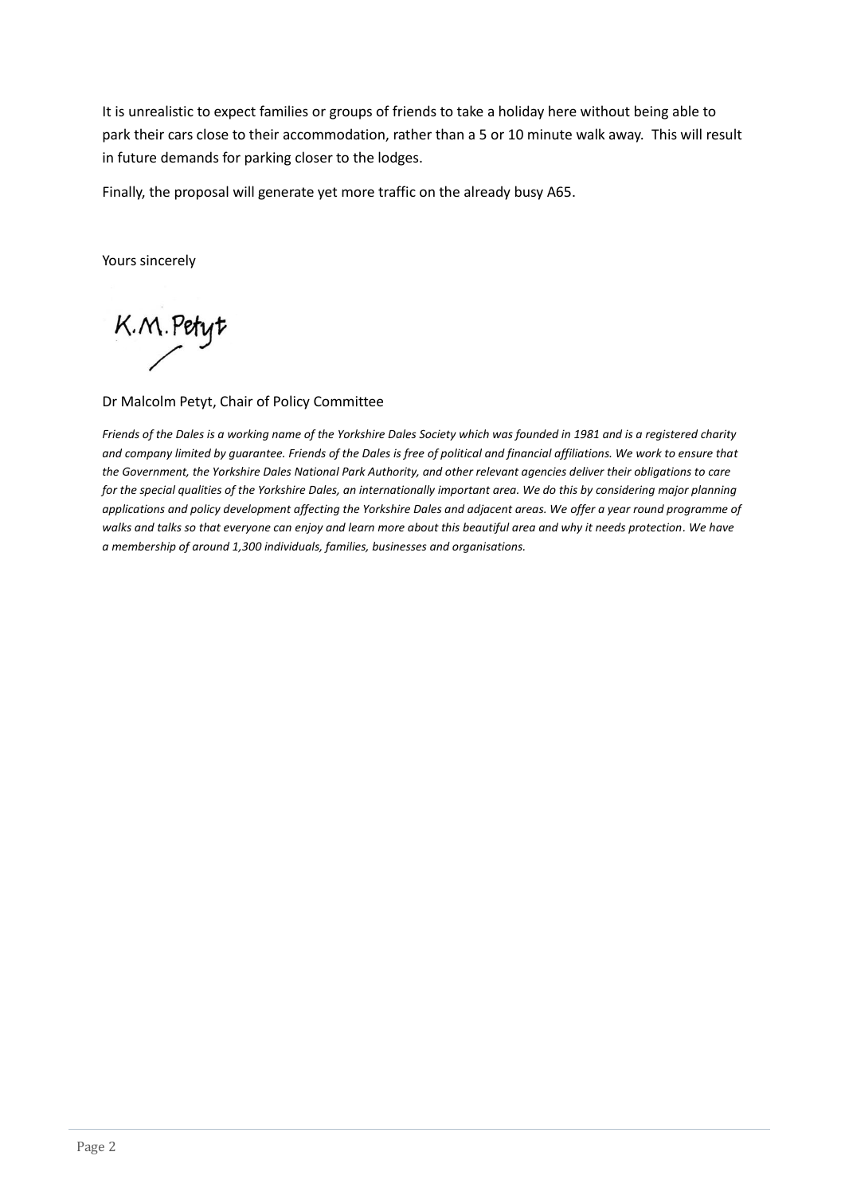It is unrealistic to expect families or groups of friends to take a holiday here without being able to park their cars close to their accommodation, rather than a 5 or 10 minute walk away. This will result in future demands for parking closer to the lodges.

Finally, the proposal will generate yet more traffic on the already busy A65.

Yours sincerely

K.M. Petyt

Dr Malcolm Petyt, Chair of Policy Committee

*Friends of the Dales is a working name of the Yorkshire Dales Society which was founded in 1981 and is a registered charity and company limited by guarantee. Friends of the Dales is free of political and financial affiliations. We work to ensure that the Government, the Yorkshire Dales National Park Authority, and other relevant agencies deliver their obligations to care for the special qualities of the Yorkshire Dales, an internationally important area. We do this by considering major planning applications and policy development affecting the Yorkshire Dales and adjacent areas. We offer a year round programme of walks and talks so that everyone can enjoy and learn more about this beautiful area and why it needs protection. We have a membership of around 1,300 individuals, families, businesses and organisations.*